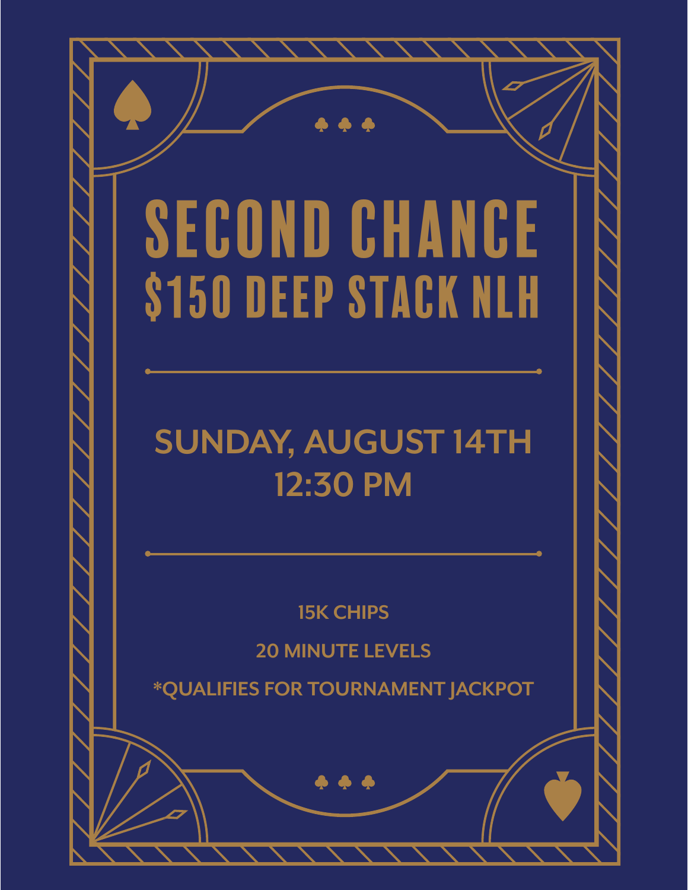# SECOND CHANCE
# $150 DEEP STACK NLH

---

## SUNDAY, AUGUST 14TH
## 12:30 PM

---

**15K CHIPS**

**20 MINUTE LEVELS**

**\*QUALIFIES FOR TOURNAMENT JACKPOT**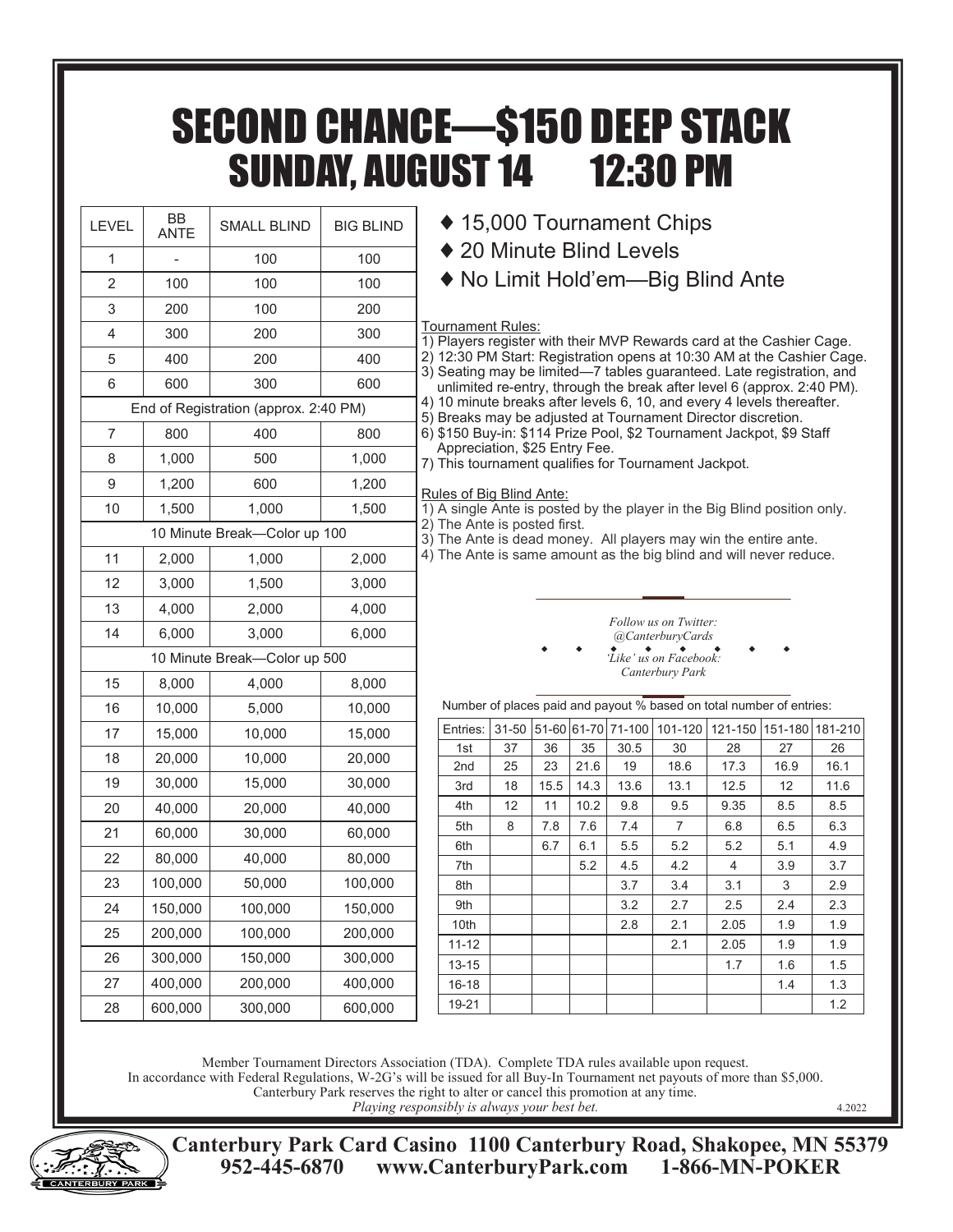# SECOND CHANCE—$150 DEEP STACK
# SUNDAY, AUGUST 14 12:30 PM

| LEVEL | BB ANTE | SMALL BLIND | BIG BLIND |
|---|---|---|---|
| 1 | - | 100 | 100 |
| 2 | 100 | 100 | 100 |
| 3 | 200 | 100 | 200 |
| 4 | 300 | 200 | 300 |
| 5 | 400 | 200 | 400 |
| 6 | 600 | 300 | 600 |
| End of Registration (approx. 2:40 PM) | | | |
| 7 | 800 | 400 | 800 |
| 8 | 1,000 | 500 | 1,000 |
| 9 | 1,200 | 600 | 1,200 |
| 10 | 1,500 | 1,000 | 1,500 |
| 10 Minute Break—Color up 100 | | | |
| 11 | 2,000 | 1,000 | 2,000 |
| 12 | 3,000 | 1,500 | 3,000 |
| 13 | 4,000 | 2,000 | 4,000 |
| 14 | 6,000 | 3,000 | 6,000 |
| 10 Minute Break—Color up 500 | | | |
| 15 | 8,000 | 4,000 | 8,000 |
| 16 | 10,000 | 5,000 | 10,000 |
| 17 | 15,000 | 10,000 | 15,000 |
| 18 | 20,000 | 10,000 | 20,000 |
| 19 | 30,000 | 15,000 | 30,000 |
| 20 | 40,000 | 20,000 | 40,000 |
| 21 | 60,000 | 30,000 | 60,000 |
| 22 | 80,000 | 40,000 | 80,000 |
| 23 | 100,000 | 50,000 | 100,000 |
| 24 | 150,000 | 100,000 | 150,000 |
| 25 | 200,000 | 100,000 | 200,000 |
| 26 | 300,000 | 150,000 | 300,000 |
| 27 | 400,000 | 200,000 | 400,000 |
| 28 | 600,000 | 300,000 | 600,000 |

- ♦ 15,000 Tournament Chips
- ♦ 20 Minute Blind Levels
- ♦ No Limit Hold'em—Big Blind Ante

Tournament Rules:

1) Players register with their MVP Rewards card at the Cashier Cage.
2) 12:30 PM Start: Registration opens at 10:30 AM at the Cashier Cage.
3) Seating may be limited—7 tables guaranteed. Late registration, and unlimited re-entry, through the break after level 6 (approx. 2:40 PM).
4) 10 minute breaks after levels 6, 10, and every 4 levels thereafter.
5) Breaks may be adjusted at Tournament Director discretion.
6) $150 Buy-in: $114 Prize Pool, $2 Tournament Jackpot, $9 Staff Appreciation, $25 Entry Fee.
7) This tournament qualifies for Tournament Jackpot.

Rules of Big Blind Ante:

1) A single Ante is posted by the player in the Big Blind position only.
2) The Ante is posted first.
3) The Ante is dead money. All players may win the entire ante.
4) The Ante is same amount as the big blind and will never reduce.

*Follow us on Twitter: @CanterburyCards*

*'Like' us on Facebook: Canterbury Park*

Number of places paid and payout % based on total number of entries:

| Entries: | 31-50 | 51-60 | 61-70 | 71-100 | 101-120 | 121-150 | 151-180 | 181-210 |
|---|---|---|---|---|---|---|---|---|
| 1st | 37 | 36 | 35 | 30.5 | 30 | 28 | 27 | 26 |
| 2nd | 25 | 23 | 21.6 | 19 | 18.6 | 17.3 | 16.9 | 16.1 |
| 3rd | 18 | 15.5 | 14.3 | 13.6 | 13.1 | 12.5 | 12 | 11.6 |
| 4th | 12 | 11 | 10.2 | 9.8 | 9.5 | 9.35 | 8.5 | 8.5 |
| 5th | 8 | 7.8 | 7.6 | 7.4 | 7 | 6.8 | 6.5 | 6.3 |
| 6th | | 6.7 | 6.1 | 5.5 | 5.2 | 5.2 | 5.1 | 4.9 |
| 7th | | | 5.2 | 4.5 | 4.2 | 4 | 3.9 | 3.7 |
| 8th | | | | 3.7 | 3.4 | 3.1 | 3 | 2.9 |
| 9th | | | | 3.2 | 2.7 | 2.5 | 2.4 | 2.3 |
| 10th | | | | 2.8 | 2.1 | 2.05 | 1.9 | 1.9 |
| 11-12 | | | | | 2.1 | 2.05 | 1.9 | 1.9 |
| 13-15 | | | | | | 1.7 | 1.6 | 1.5 |
| 16-18 | | | | | | | 1.4 | 1.3 |
| 19-21 | | | | | | | | 1.2 |

Member Tournament Directors Association (TDA). Complete TDA rules available upon request.
In accordance with Federal Regulations, W-2G's will be issued for all Buy-In Tournament net payouts of more than $5,000.
Canterbury Park reserves the right to alter or cancel this promotion at any time.
*Playing responsibly is always your best bet.*

4.2022

**Canterbury Park Card Casino 1100 Canterbury Road, Shakopee, MN 55379**
**952-445-6870 www.CanterburyPark.com 1-866-MN-POKER**